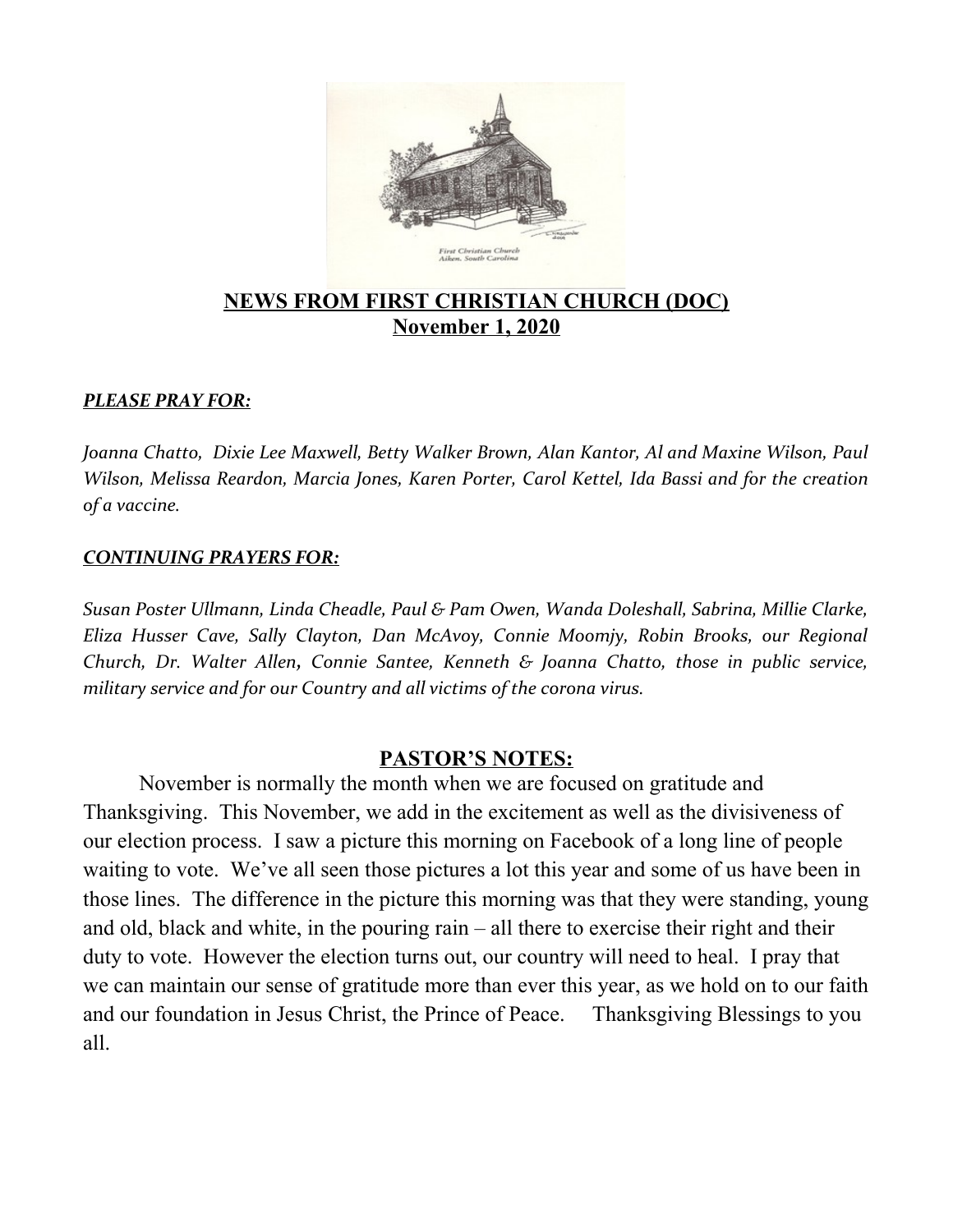**NEWS FROM FIRST CHRISTIAN CHURCH (DOC)**
**November 1, 2020**

***PLEASE PRAY FOR:***

*Joanna Chatto, Dixie Lee Maxwell, Betty Walker Brown, Alan Kantor, Al and Maxine Wilson, Paul Wilson, Melissa Reardon, Marcia Jones, Karen Porter, Carol Kettel, Ida Bassi and for the creation of a vaccine.*

***CONTINUING PRAYERS FOR:***

*Susan Poster Ullmann, Linda Cheadle, Paul & Pam Owen, Wanda Doleshall, Sabrina, Millie Clarke, Eliza Husser Cave, Sally Clayton, Dan McAvoy, Connie Moomjy, Robin Brooks, our Regional Church, Dr. Walter Allen, Connie Santee, Kenneth & Joanna Chatto, those in public service, military service and for our Country and all victims of the corona virus.*

## PASTOR'S NOTES:

November is normally the month when we are focused on gratitude and Thanksgiving. This November, we add in the excitement as well as the divisiveness of our election process. I saw a picture this morning on Facebook of a long line of people waiting to vote. We've all seen those pictures a lot this year and some of us have been in those lines. The difference in the picture this morning was that they were standing, young and old, black and white, in the pouring rain – all there to exercise their right and their duty to vote. However the election turns out, our country will need to heal. I pray that we can maintain our sense of gratitude more than ever this year, as we hold on to our faith and our foundation in Jesus Christ, the Prince of Peace. Thanksgiving Blessings to you all.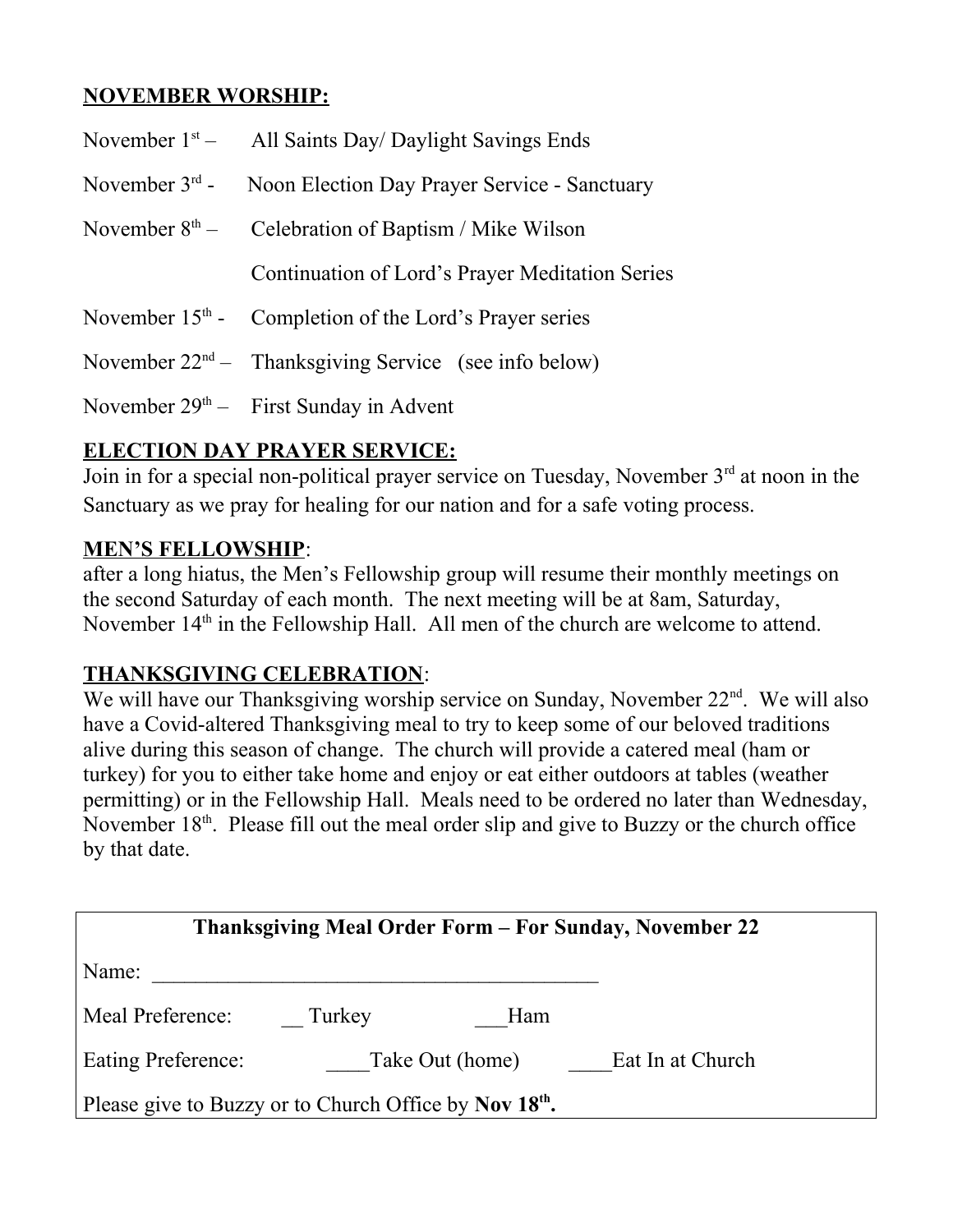## NOVEMBER WORSHIP:

November 1st – All Saints Day/ Daylight Savings Ends

November 3rd - Noon Election Day Prayer Service - Sanctuary

November 8th – Celebration of Baptism / Mike Wilson

Continuation of Lord's Prayer Meditation Series

November 15th - Completion of the Lord's Prayer series

November 22nd – Thanksgiving Service (see info below)

November 29th – First Sunday in Advent

## ELECTION DAY PRAYER SERVICE:

Join in for a special non-political prayer service on Tuesday, November 3rd at noon in the Sanctuary as we pray for healing for our nation and for a safe voting process.

## MEN'S FELLOWSHIP:

after a long hiatus, the Men's Fellowship group will resume their monthly meetings on the second Saturday of each month. The next meeting will be at 8am, Saturday, November 14th in the Fellowship Hall. All men of the church are welcome to attend.

## THANKSGIVING CELEBRATION:

We will have our Thanksgiving worship service on Sunday, November 22nd. We will also have a Covid-altered Thanksgiving meal to try to keep some of our beloved traditions alive during this season of change. The church will provide a catered meal (ham or turkey) for you to either take home and enjoy or eat either outdoors at tables (weather permitting) or in the Fellowship Hall. Meals need to be ordered no later than Wednesday, November 18th. Please fill out the meal order slip and give to Buzzy or the church office by that date.

| Thanksgiving Meal Order Form – For Sunday, November 22 | | |
|---|---|---|
| Name: __________________________________________ | | |
| Meal Preference: | __ Turkey | ___Ham |
| Eating Preference: | ____Take Out (home) | ____Eat In at Church |
| Please give to Buzzy or to Church Office by **Nov 18th.** | | |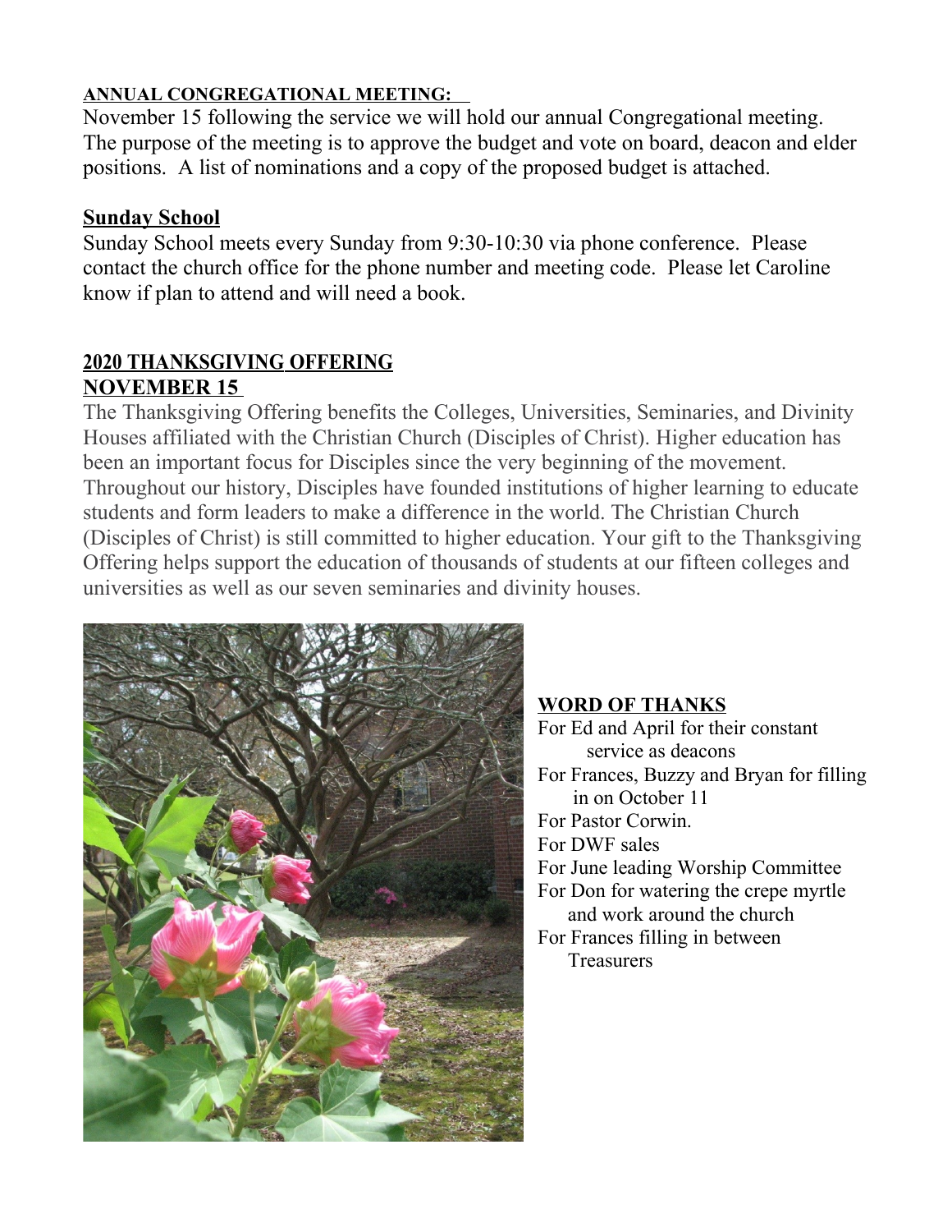**ANNUAL CONGREGATIONAL MEETING:**

November 15 following the service we will hold our annual Congregational meeting. The purpose of the meeting is to approve the budget and vote on board, deacon and elder positions. A list of nominations and a copy of the proposed budget is attached.

**Sunday School**

Sunday School meets every Sunday from 9:30-10:30 via phone conference. Please contact the church office for the phone number and meeting code. Please let Caroline know if plan to attend and will need a book.

**2020 THANKSGIVING OFFERING**
**NOVEMBER 15**

The Thanksgiving Offering benefits the Colleges, Universities, Seminaries, and Divinity Houses affiliated with the Christian Church (Disciples of Christ). Higher education has been an important focus for Disciples since the very beginning of the movement. Throughout our history, Disciples have founded institutions of higher learning to educate students and form leaders to make a difference in the world. The Christian Church (Disciples of Christ) is still committed to higher education. Your gift to the Thanksgiving Offering helps support the education of thousands of students at our fifteen colleges and universities as well as our seven seminaries and divinity houses.

**WORD OF THANKS**

For Ed and April for their constant service as deacons
For Frances, Buzzy and Bryan for filling in on October 11
For Pastor Corwin.
For DWF sales
For June leading Worship Committee
For Don for watering the crepe myrtle and work around the church
For Frances filling in between Treasurers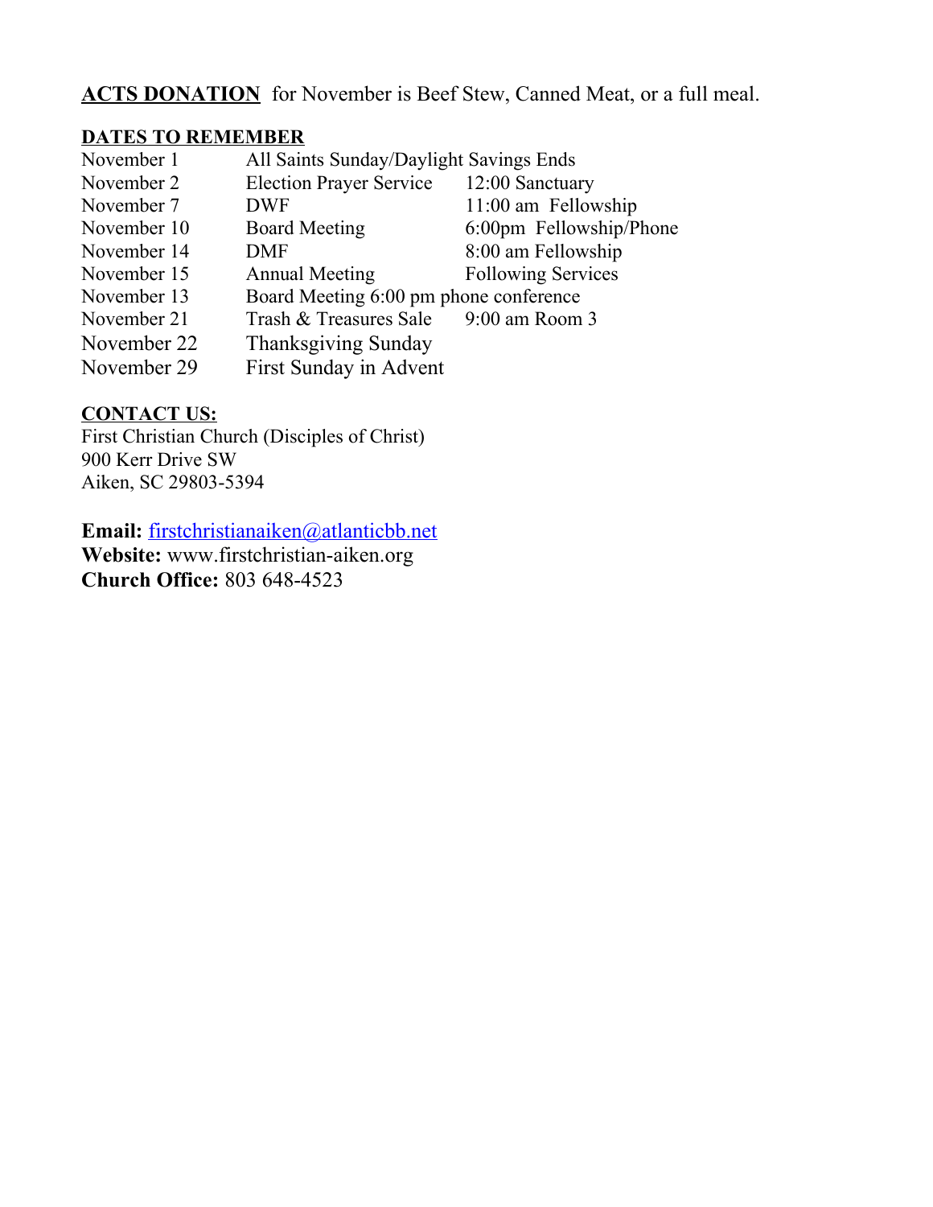**ACTS DONATION** for November is Beef Stew, Canned Meat, or a full meal.

**DATES TO REMEMBER**

| | | |
|---|---|---|
| November 1 | All Saints Sunday/Daylight Savings Ends | |
| November 2 | Election Prayer Service | 12:00 Sanctuary |
| November 7 | DWF | 11:00 am Fellowship |
| November 10 | Board Meeting | 6:00pm Fellowship/Phone |
| November 14 | DMF | 8:00 am Fellowship |
| November 15 | Annual Meeting | Following Services |
| November 13 | Board Meeting 6:00 pm phone conference | |
| November 21 | Trash & Treasures Sale | 9:00 am Room 3 |
| November 22 | Thanksgiving Sunday | |
| November 29 | First Sunday in Advent | |

**CONTACT US:**

First Christian Church (Disciples of Christ)
900 Kerr Drive SW
Aiken, SC 29803-5394

**Email:** firstchristianaiken@atlanticbb.net
**Website:** www.firstchristian-aiken.org
**Church Office:** 803 648-4523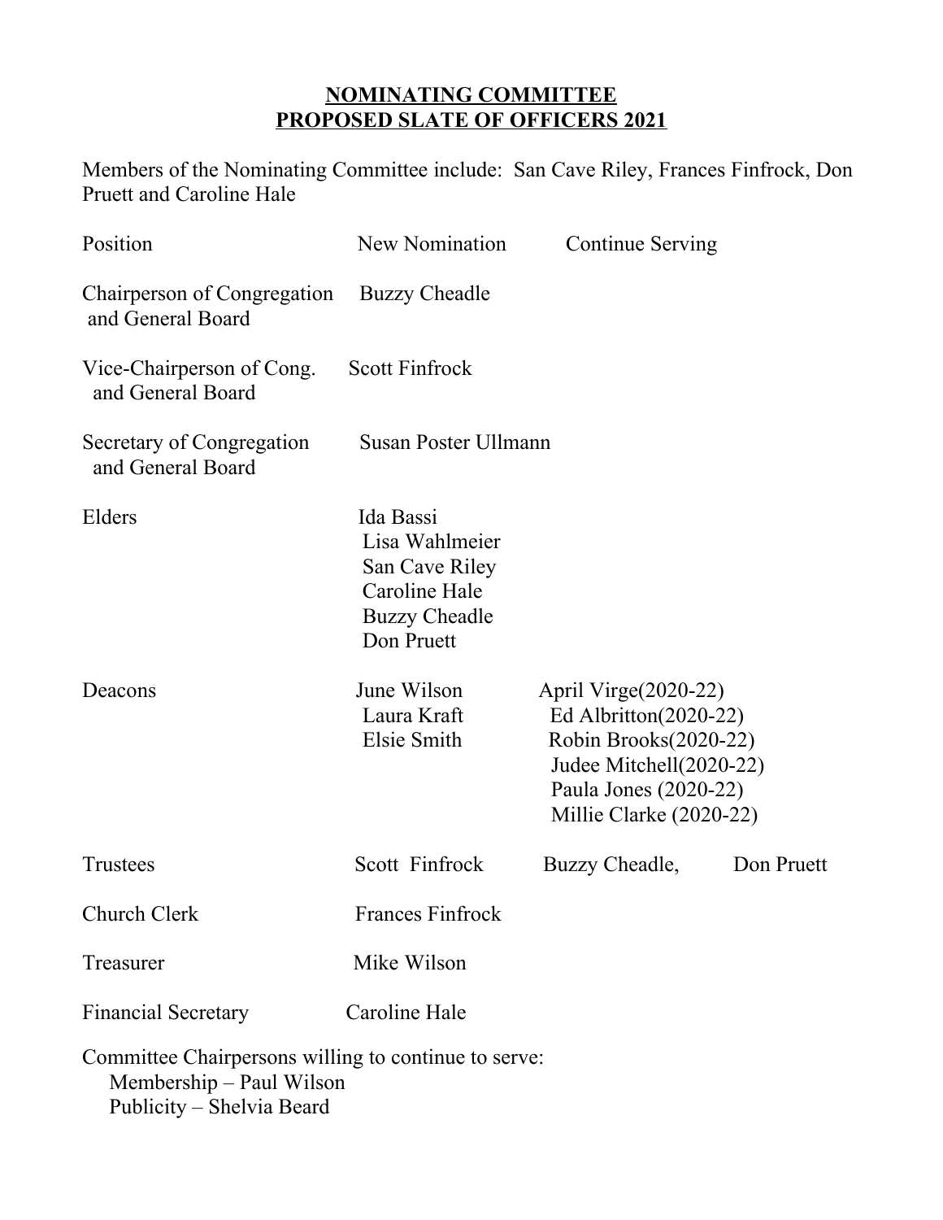## NOMINATING COMMITTEE
## PROPOSED SLATE OF OFFICERS 2021

Members of the Nominating Committee include: San Cave Riley, Frances Finfrock, Don Pruett and Caroline Hale

| Position | New Nomination | Continue Serving | |
|---|---|---|---|
| Chairperson of Congregation and General Board | Buzzy Cheadle | | |
| Vice-Chairperson of Cong. and General Board | Scott Finfrock | | |
| Secretary of Congregation and General Board | Susan Poster Ullmann | | |
| Elders | Ida Bassi<br>Lisa Wahlmeier<br>San Cave Riley<br>Caroline Hale<br>Buzzy Cheadle<br>Don Pruett | | |
| Deacons | June Wilson<br>Laura Kraft<br>Elsie Smith | April Virge(2020-22)<br>Ed Albritton(2020-22)<br>Robin Brooks(2020-22)<br>Judee Mitchell(2020-22)<br>Paula Jones (2020-22)<br>Millie Clarke (2020-22) | |
| Trustees | Scott Finfrock | Buzzy Cheadle, | Don Pruett |
| Church Clerk | Frances Finfrock | | |
| Treasurer | Mike Wilson | | |
| Financial Secretary | Caroline Hale | | |

Committee Chairpersons willing to continue to serve:
- Membership – Paul Wilson
- Publicity – Shelvia Beard